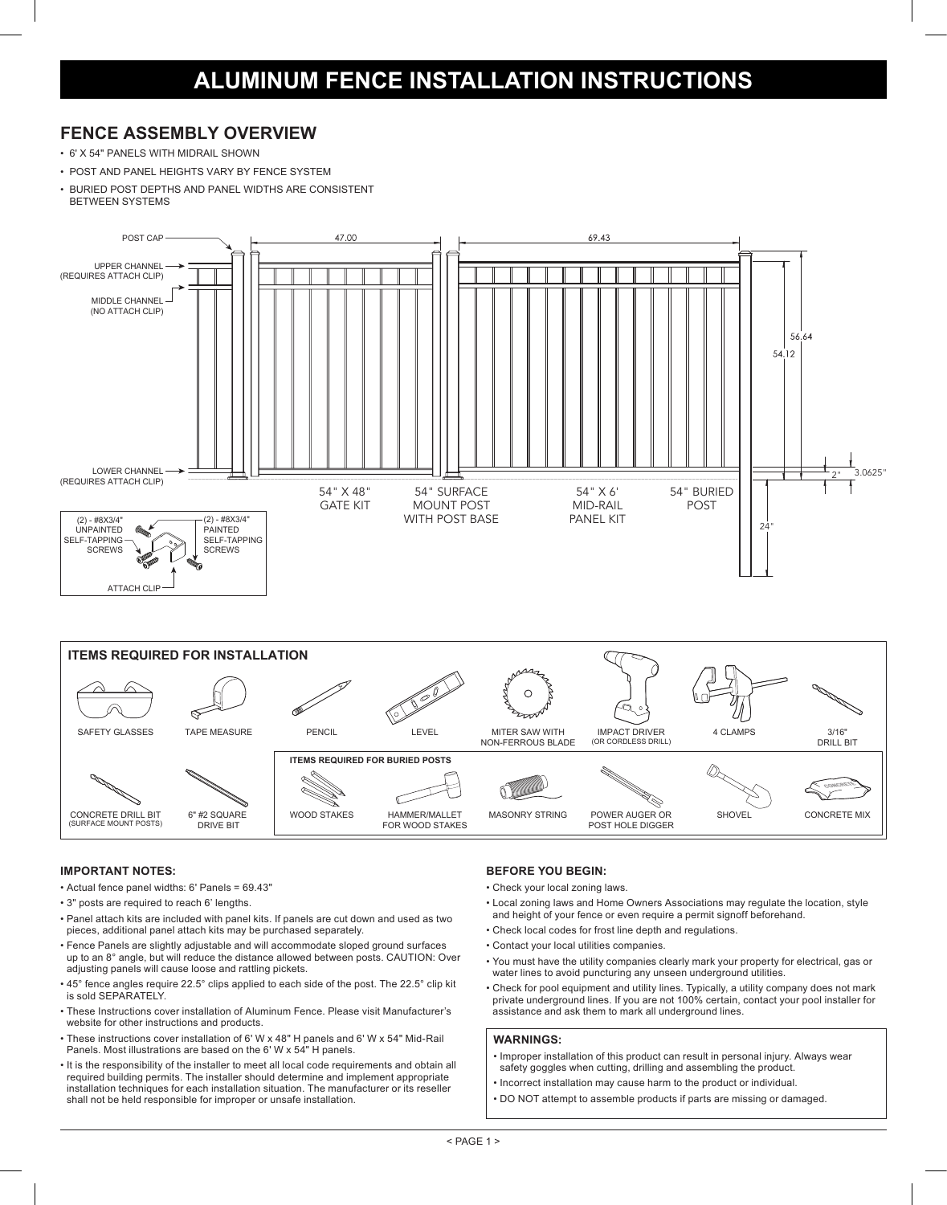# ALUMINUM FENCE INSTALLATION INSTRUCTIONS

## FENCE ASSEMBLY OVERVIEW

- 6' X 54" PANELS WITH MIDRAIL SHOWN
- POST AND PANEL HEIGHTS VARY BY FENCE SYSTEM
- BURIED POST DEPTHS AND PANEL WIDTHS ARE CONSISTENT BETWEEN SYSTEMS

POST CAP

UPPER CHANNEL (REQUIRES ATTACH CLIP)

MIDDLE CHANNEL (NO ATTACH CLIP)

LOWER CHANNEL (REQUIRES ATTACH CLIP)

47.00

69.43

56.64

54.12

2"

3.0625"

24"

54" X 48" GATE KIT

54" SURFACE MOUNT POST WITH POST BASE

54" X 6' MID-RAIL PANEL KIT

54" BURIED POST

(2) - #8X3/4" UNPAINTED SELF-TAPPING SCREWS

(2) - #8X3/4" PAINTED SELF-TAPPING SCREWS

ATTACH CLIP

### ITEMS REQUIRED FOR INSTALLATION

SAFETY GLASSES · TAPE MEASURE · PENCIL · LEVEL · MITER SAW WITH NON-FERROUS BLADE · IMPACT DRIVER (OR CORDLESS DRILL) · 4 CLAMPS · 3/16" DRILL BIT · CONCRETE DRILL BIT (SURFACE MOUNT POSTS) · 6" #2 SQUARE DRIVE BIT

**ITEMS REQUIRED FOR BURIED POSTS**

WOOD STAKES · HAMMER/MALLET FOR WOOD STAKES · MASONRY STRING · POWER AUGER OR POST HOLE DIGGER · SHOVEL · CONCRETE MIX

### IMPORTANT NOTES:

- Actual fence panel widths: 6' Panels = 69.43"
- 3" posts are required to reach 6' lengths.
- Panel attach kits are included with panel kits. If panels are cut down and used as two pieces, additional panel attach kits may be purchased separately.
- Fence Panels are slightly adjustable and will accommodate sloped ground surfaces up to an 8° angle, but will reduce the distance allowed between posts. CAUTION: Over adjusting panels will cause loose and rattling pickets.
- 45° fence angles require 22.5° clips applied to each side of the post. The 22.5° clip kit is sold SEPARATELY.
- These Instructions cover installation of Aluminum Fence. Please visit Manufacturer's website for other instructions and products.
- These instructions cover installation of 6' W x 48" H panels and 6' W x 54" Mid-Rail Panels. Most illustrations are based on the 6' W x 54" H panels.
- It is the responsibility of the installer to meet all local code requirements and obtain all required building permits. The installer should determine and implement appropriate installation techniques for each installation situation. The manufacturer or its reseller shall not be held responsible for improper or unsafe installation.

### BEFORE YOU BEGIN:

- Check your local zoning laws.
- Local zoning laws and Home Owners Associations may regulate the location, style and height of your fence or even require a permit signoff beforehand.
- Check local codes for frost line depth and regulations.
- Contact your local utilities companies.
- You must have the utility companies clearly mark your property for electrical, gas or water lines to avoid puncturing any unseen underground utilities.
- Check for pool equipment and utility lines. Typically, a utility company does not mark private underground lines. If you are not 100% certain, contact your pool installer for assistance and ask them to mark all underground lines.

### WARNINGS:

- Improper installation of this product can result in personal injury. Always wear safety goggles when cutting, drilling and assembling the product.
- Incorrect installation may cause harm to the product or individual.
- DO NOT attempt to assemble products if parts are missing or damaged.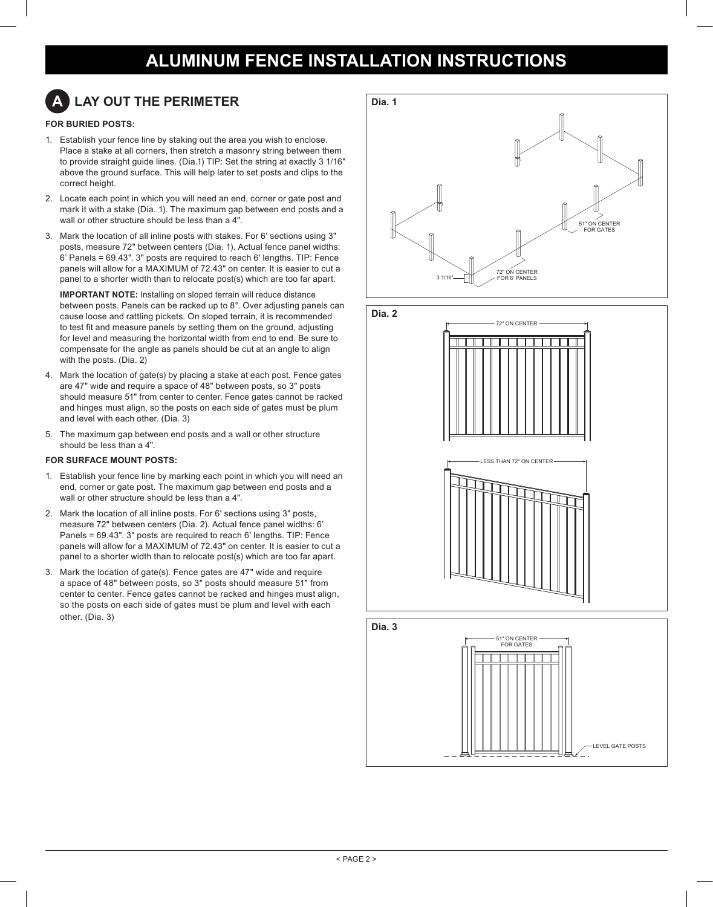# ALUMINUM FENCE INSTALLATION INSTRUCTIONS

## A LAY OUT THE PERIMETER

**FOR BURIED POSTS:**

1. Establish your fence line by staking out the area you wish to enclose. Place a stake at all corners, then stretch a masonry string between them to provide straight guide lines. (Dia.1) TIP: Set the string at exactly 3 1/16" above the ground surface. This will help later to set posts and clips to the correct height.
2. Locate each point in which you will need an end, corner or gate post and mark it with a stake (Dia. 1). The maximum gap between end posts and a wall or other structure should be less than a 4".
3. Mark the location of all inline posts with stakes. For 6' sections using 3" posts, measure 72" between centers (Dia. 1). Actual fence panel widths: 6' Panels = 69.43". 3" posts are required to reach 6' lengths. TIP: Fence panels will allow for a MAXIMUM of 72.43" on center. It is easier to cut a panel to a shorter width than to relocate post(s) which are too far apart.

   **IMPORTANT NOTE:** Installing on sloped terrain will reduce distance between posts. Panels can be racked up to 8°. Over adjusting panels can cause loose and rattling pickets. On sloped terrain, it is recommended to test fit and measure panels by setting them on the ground, adjusting for level and measuring the horizontal width from end to end. Be sure to compensate for the angle as panels should be cut at an angle to align with the posts. (Dia. 2)
4. Mark the location of gate(s) by placing a stake at each post. Fence gates are 47" wide and require a space of 48" between posts, so 3" posts should measure 51" from center to center. Fence gates cannot be racked and hinges must align, so the posts on each side of gates must be plum and level with each other. (Dia. 3)
5. The maximum gap between end posts and a wall or other structure should be less than a 4".

**FOR SURFACE MOUNT POSTS:**

1. Establish your fence line by marking each point in which you will need an end, corner or gate post. The maximum gap between end posts and a wall or other structure should be less than a 4".
2. Mark the location of all inline posts. For 6' sections using 3" posts, measure 72" between centers (Dia. 2). Actual fence panel widths: 6' Panels = 69.43". 3" posts are required to reach 6' lengths. TIP: Fence panels will allow for a MAXIMUM of 72.43" on center. It is easier to cut a panel to a shorter width than to relocate post(s) which are too far apart.
3. Mark the location of gate(s). Fence gates are 47" wide and require a space of 48" between posts, so 3" posts should measure 51" from center to center. Fence gates cannot be racked and hinges must align, so the posts on each side of gates must be plum and level with each other. (Dia. 3)

**Dia. 1**

3 1/16"

72" ON CENTER FOR 6' PANELS

51" ON CENTER FOR GATES

**Dia. 2**

72" ON CENTER

LESS THAN 72" ON CENTER

**Dia. 3**

51" ON CENTER FOR GATES

LEVEL GATE POSTS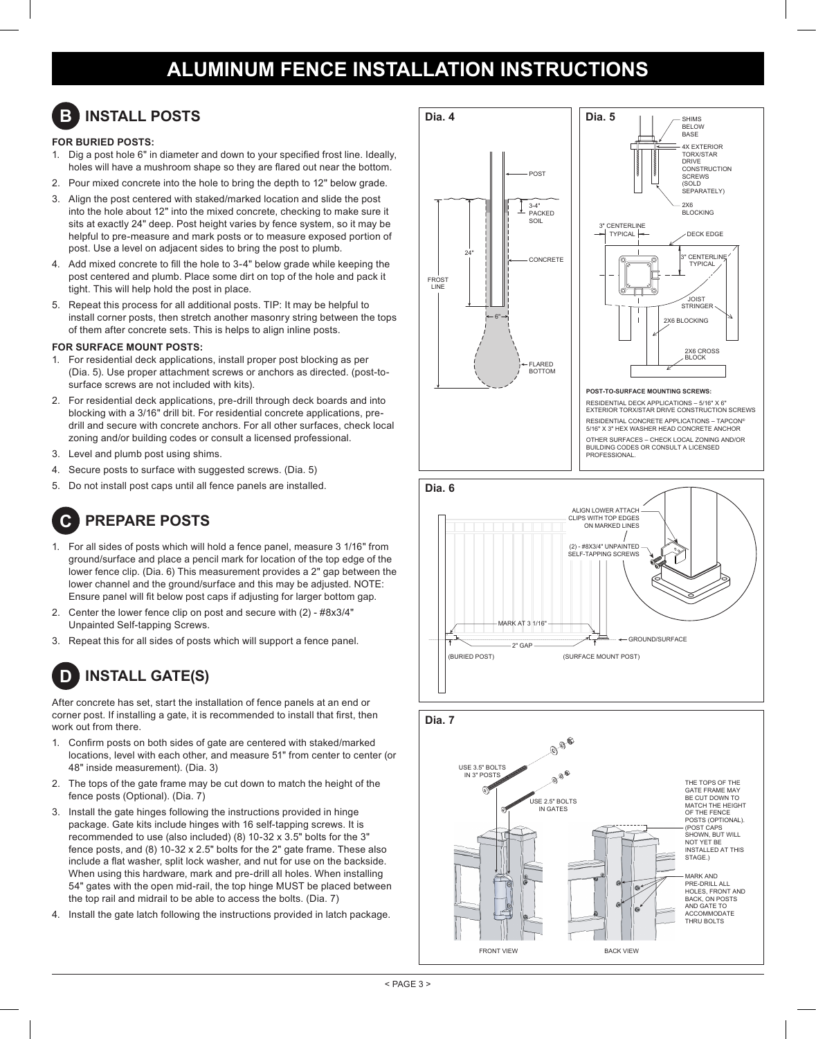# ALUMINUM FENCE INSTALLATION INSTRUCTIONS

## B INSTALL POSTS

**FOR BURIED POSTS:**

1. Dig a post hole 6" in diameter and down to your specified frost line. Ideally, holes will have a mushroom shape so they are flared out near the bottom.
2. Pour mixed concrete into the hole to bring the depth to 12" below grade.
3. Align the post centered with staked/marked location and slide the post into the hole about 12" into the mixed concrete, checking to make sure it sits at exactly 24" deep. Post height varies by fence system, so it may be helpful to pre-measure and mark posts or to measure exposed portion of post. Use a level on adjacent sides to bring the post to plumb.
4. Add mixed concrete to fill the hole to 3-4" below grade while keeping the post centered and plumb. Place some dirt on top of the hole and pack it tight. This will help hold the post in place.
5. Repeat this process for all additional posts. TIP: It may be helpful to install corner posts, then stretch another masonry string between the tops of them after concrete sets. This is helps to align inline posts.

**FOR SURFACE MOUNT POSTS:**

1. For residential deck applications, install proper post blocking as per (Dia. 5). Use proper attachment screws or anchors as directed. (post-to-surface screws are not included with kits).
2. For residential deck applications, pre-drill through deck boards and into blocking with a 3/16" drill bit. For residential concrete applications, pre-drill and secure with concrete anchors. For all other surfaces, check local zoning and/or building codes or consult a licensed professional.
3. Level and plumb post using shims.
4. Secure posts to surface with suggested screws. (Dia. 5)
5. Do not install post caps until all fence panels are installed.

## C PREPARE POSTS

1. For all sides of posts which will hold a fence panel, measure 3 1/16" from ground/surface and place a pencil mark for location of the top edge of the lower fence clip. (Dia. 6) This measurement provides a 2" gap between the lower channel and the ground/surface and this may be adjusted. NOTE: Ensure panel will fit below post caps if adjusting for larger bottom gap.
2. Center the lower fence clip on post and secure with (2) - #8x3/4" Unpainted Self-tapping Screws.
3. Repeat this for all sides of posts which will support a fence panel.

## D INSTALL GATE(S)

After concrete has set, start the installation of fence panels at an end or corner post. If installing a gate, it is recommended to install that first, then work out from there.

1. Confirm posts on both sides of gate are centered with staked/marked locations, level with each other, and measure 51" from center to center (or 48" inside measurement). (Dia. 3)
2. The tops of the gate frame may be cut down to match the height of the fence posts (Optional). (Dia. 7)
3. Install the gate hinges following the instructions provided in hinge package. Gate kits include hinges with 16 self-tapping screws. It is recommended to use (also included) (8) 10-32 x 3.5" bolts for the 3" fence posts, and (8) 10-32 x 2.5" bolts for the 2" gate frame. These also include a flat washer, split lock washer, and nut for use on the backside. When using this hardware, mark and pre-drill all holes. When installing 54" gates with the open mid-rail, the top hinge MUST be placed between the top rail and midrail to be able to access the bolts. (Dia. 7)
4. Install the gate latch following the instructions provided in latch package.

**Dia. 4**

POST
3-4" PACKED SOIL
24"
CONCRETE
FROST LINE
6"
FLARED BOTTOM

**Dia. 5**

SHIMS BELOW BASE
4X EXTERIOR TORX/STAR DRIVE CONSTRUCTION SCREWS (SOLD SEPARATELY)
2X6 BLOCKING
3" CENTERLINE TYPICAL
DECK EDGE
3" CENTERLINE TYPICAL
JOIST STRINGER
2X6 BLOCKING
2X6 CROSS BLOCK

**POST-TO-SURFACE MOUNTING SCREWS:**

RESIDENTIAL DECK APPLICATIONS – 5/16" X 6" EXTERIOR TORX/STAR DRIVE CONSTRUCTION SCREWS

RESIDENTIAL CONCRETE APPLICATIONS – TAPCON® 5/16" X 3" HEX WASHER HEAD CONCRETE ANCHOR

OTHER SURFACES – CHECK LOCAL ZONING AND/OR BUILDING CODES OR CONSULT A LICENSED PROFESSIONAL.

**Dia. 6**

ALIGN LOWER ATTACH CLIPS WITH TOP EDGES ON MARKED LINES
(2) - #8X3/4" UNPAINTED SELF-TAPPING SCREWS
MARK AT 3 1/16"
GROUND/SURFACE
2" GAP
(BURIED POST)
(SURFACE MOUNT POST)

**Dia. 7**

USE 3.5" BOLTS IN 3" POSTS
USE 2.5" BOLTS IN GATES
THE TOPS OF THE GATE FRAME MAY BE CUT DOWN TO MATCH THE HEIGHT OF THE FENCE POSTS (OPTIONAL). (POST CAPS SHOWN, BUT WILL NOT YET BE INSTALLED AT THIS STAGE.)
MARK AND PRE-DRILL ALL HOLES, FRONT AND BACK, ON POSTS AND GATE TO ACCOMMODATE THRU BOLTS
FRONT VIEW
BACK VIEW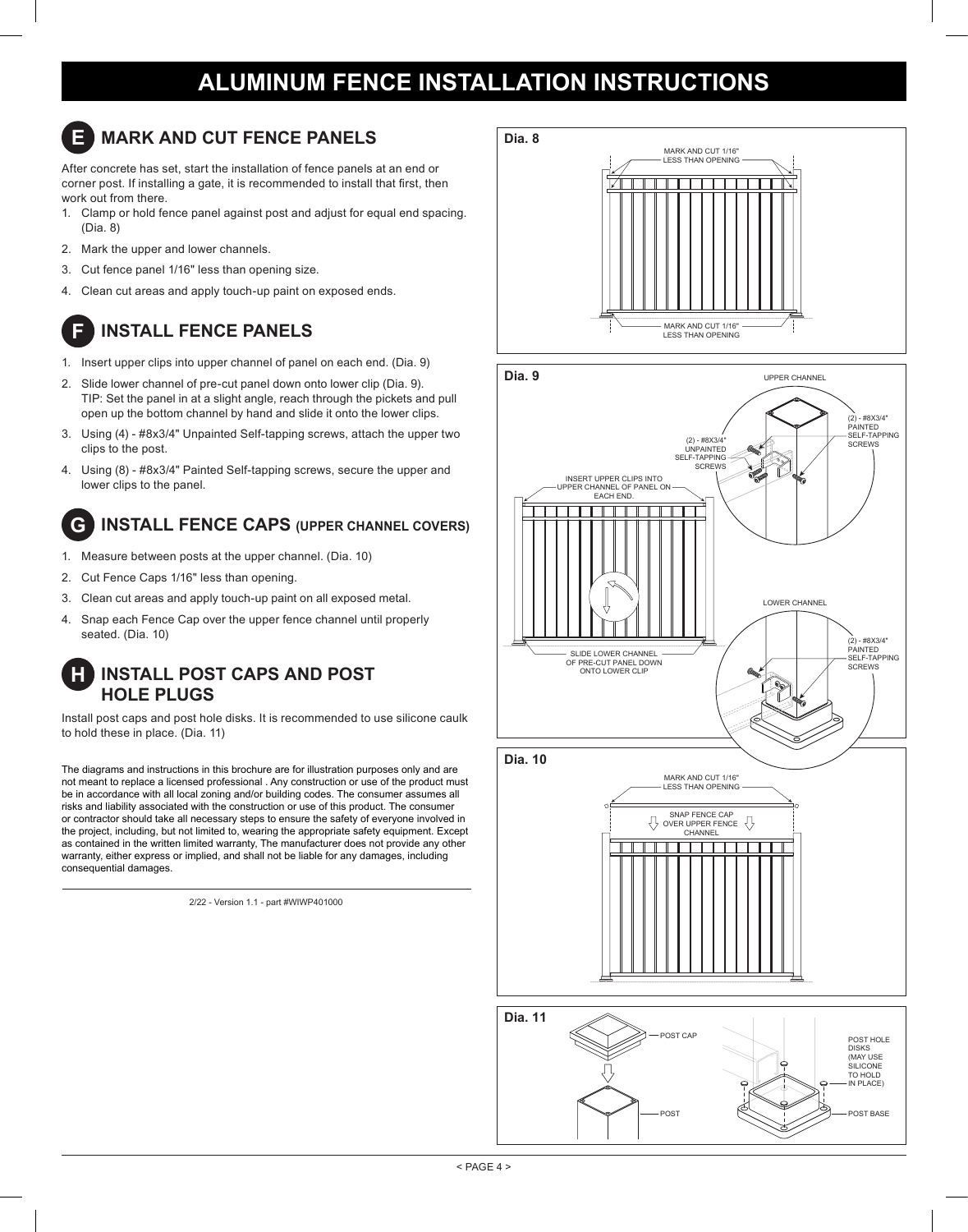# ALUMINUM FENCE INSTALLATION INSTRUCTIONS

## E MARK AND CUT FENCE PANELS

After concrete has set, start the installation of fence panels at an end or corner post. If installing a gate, it is recommended to install that first, then work out from there.

1. Clamp or hold fence panel against post and adjust for equal end spacing. (Dia. 8)
2. Mark the upper and lower channels.
3. Cut fence panel 1/16" less than opening size.
4. Clean cut areas and apply touch-up paint on exposed ends.

## F INSTALL FENCE PANELS

1. Insert upper clips into upper channel of panel on each end. (Dia. 9)
2. Slide lower channel of pre-cut panel down onto lower clip (Dia. 9).
   TIP: Set the panel in at a slight angle, reach through the pickets and pull open up the bottom channel by hand and slide it onto the lower clips.
3. Using (4) - #8x3/4" Unpainted Self-tapping screws, attach the upper two clips to the post.
4. Using (8) - #8x3/4" Painted Self-tapping screws, secure the upper and lower clips to the panel.

## G INSTALL FENCE CAPS (UPPER CHANNEL COVERS)

1. Measure between posts at the upper channel. (Dia. 10)
2. Cut Fence Caps 1/16" less than opening.
3. Clean cut areas and apply touch-up paint on all exposed metal.
4. Snap each Fence Cap over the upper fence channel until properly seated. (Dia. 10)

## H INSTALL POST CAPS AND POST HOLE PLUGS

Install post caps and post hole disks. It is recommended to use silicone caulk to hold these in place. (Dia. 11)

The diagrams and instructions in this brochure are for illustration purposes only and are not meant to replace a licensed professional . Any construction or use of the product must be in accordance with all local zoning and/or building codes. The consumer assumes all risks and liability associated with the construction or use of this product. The consumer or contractor should take all necessary steps to ensure the safety of everyone involved in the project, including, but not limited to, wearing the appropriate safety equipment. Except as contained in the written limited warranty, The manufacturer does not provide any other warranty, either express or implied, and shall not be liable for any damages, including consequential damages.

2/22 - Version 1.1 - part #WIWP401000

**Dia. 8**

MARK AND CUT 1/16" LESS THAN OPENING

MARK AND CUT 1/16" LESS THAN OPENING

**Dia. 9**

UPPER CHANNEL

(2) - #8X3/4" UNPAINTED SELF-TAPPING SCREWS

(2) - #8X3/4" PAINTED SELF-TAPPING SCREWS

INSERT UPPER CLIPS INTO UPPER CHANNEL OF PANEL ON EACH END.

LOWER CHANNEL

(2) - #8X3/4" PAINTED SELF-TAPPING SCREWS

SLIDE LOWER CHANNEL OF PRE-CUT PANEL DOWN ONTO LOWER CLIP

**Dia. 10**

MARK AND CUT 1/16" LESS THAN OPENING

SNAP FENCE CAP OVER UPPER FENCE CHANNEL

**Dia. 11**

POST CAP

POST

POST HOLE DISKS (MAY USE SILICONE TO HOLD IN PLACE)

POST BASE